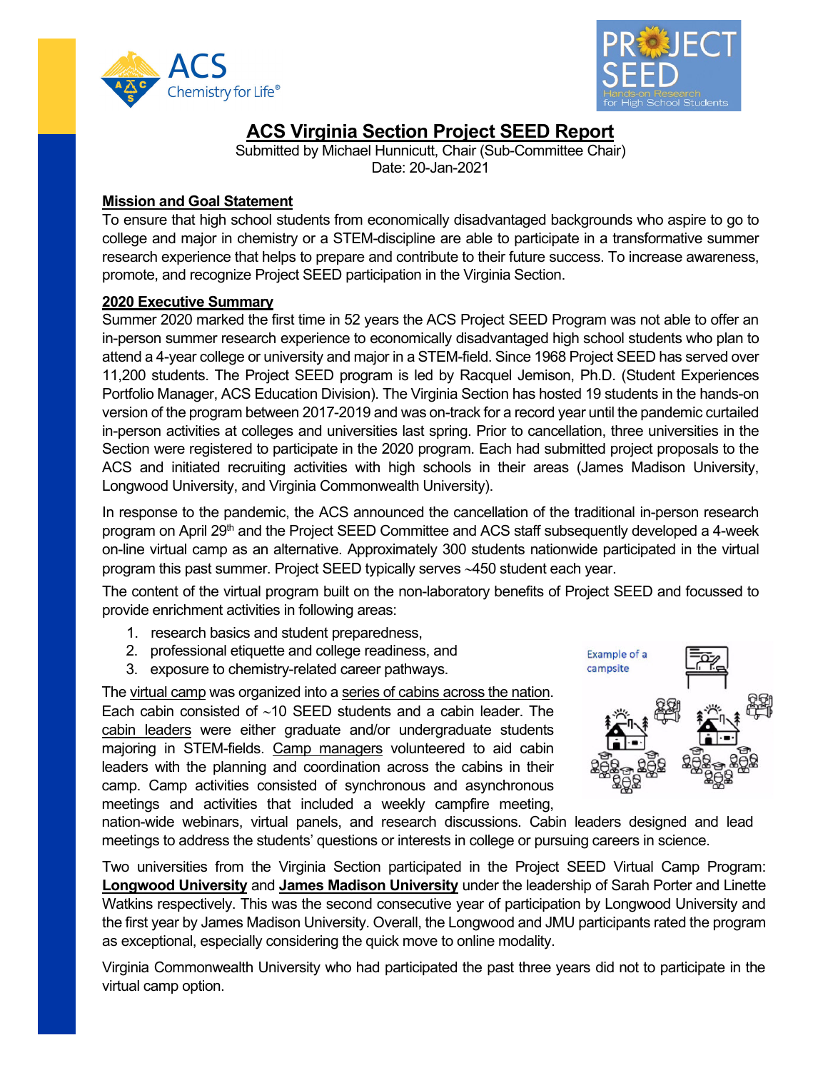# ACS Virginia Section Project SEED Report

Submitted by Michael Hunnicutt, Chair (Sub-Committee Chair)
Date: 20-Jan-2021

## Mission and Goal Statement

To ensure that high school students from economically disadvantaged backgrounds who aspire to go to college and major in chemistry or a STEM-discipline are able to participate in a transformative summer research experience that helps to prepare and contribute to their future success. To increase awareness, promote, and recognize Project SEED participation in the Virginia Section.

## 2020 Executive Summary

Summer 2020 marked the first time in 52 years the ACS Project SEED Program was not able to offer an in-person summer research experience to economically disadvantaged high school students who plan to attend a 4-year college or university and major in a STEM-field. Since 1968 Project SEED has served over 11,200 students. The Project SEED program is led by Racquel Jemison, Ph.D. (Student Experiences Portfolio Manager, ACS Education Division). The Virginia Section has hosted 19 students in the hands-on version of the program between 2017-2019 and was on-track for a record year until the pandemic curtailed in-person activities at colleges and universities last spring. Prior to cancellation, three universities in the Section were registered to participate in the 2020 program. Each had submitted project proposals to the ACS and initiated recruiting activities with high schools in their areas (James Madison University, Longwood University, and Virginia Commonwealth University).

In response to the pandemic, the ACS announced the cancellation of the traditional in-person research program on April 29th and the Project SEED Committee and ACS staff subsequently developed a 4-week on-line virtual camp as an alternative. Approximately 300 students nationwide participated in the virtual program this past summer. Project SEED typically serves ~450 student each year.

The content of the virtual program built on the non-laboratory benefits of Project SEED and focussed to provide enrichment activities in following areas:

1. research basics and student preparedness,
2. professional etiquette and college readiness, and
3. exposure to chemistry-related career pathways.

Example of a campsite

The virtual camp was organized into a series of cabins across the nation. Each cabin consisted of ~10 SEED students and a cabin leader. The cabin leaders were either graduate and/or undergraduate students majoring in STEM-fields. Camp managers volunteered to aid cabin leaders with the planning and coordination across the cabins in their camp. Camp activities consisted of synchronous and asynchronous meetings and activities that included a weekly campfire meeting, nation-wide webinars, virtual panels, and research discussions. Cabin leaders designed and lead meetings to address the students' questions or interests in college or pursuing careers in science.

Two universities from the Virginia Section participated in the Project SEED Virtual Camp Program: **Longwood University** and **James Madison University** under the leadership of Sarah Porter and Linette Watkins respectively. This was the second consecutive year of participation by Longwood University and the first year by James Madison University. Overall, the Longwood and JMU participants rated the program as exceptional, especially considering the quick move to online modality.

Virginia Commonwealth University who had participated the past three years did not to participate in the virtual camp option.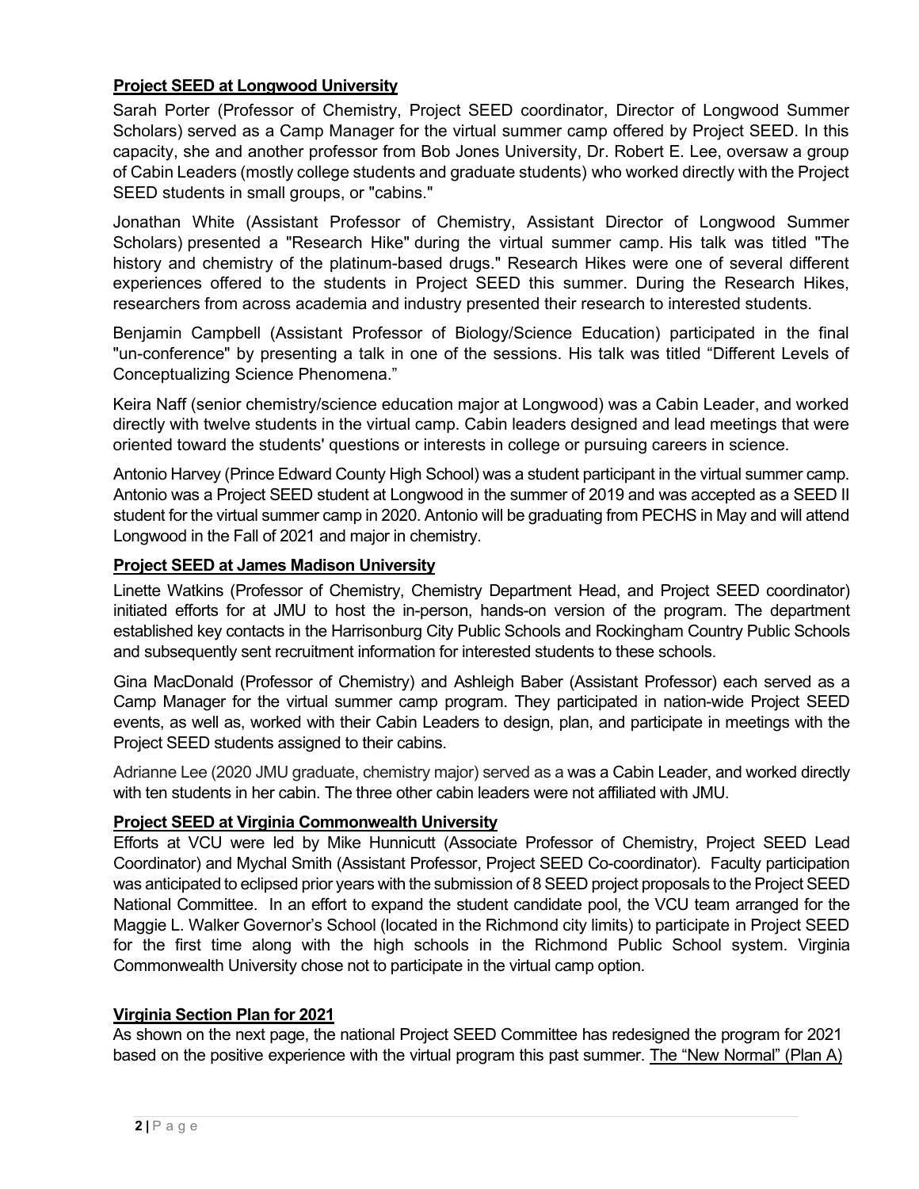## **Project SEED at Longwood University**

Sarah Porter (Professor of Chemistry, Project SEED coordinator, Director of Longwood Summer Scholars) served as a Camp Manager for the virtual summer camp offered by Project SEED. In this capacity, she and another professor from Bob Jones University, Dr. Robert E. Lee, oversaw a group of Cabin Leaders (mostly college students and graduate students) who worked directly with the Project SEED students in small groups, or "cabins."

Jonathan White (Assistant Professor of Chemistry, Assistant Director of Longwood Summer Scholars) presented a "Research Hike" during the virtual summer camp. His talk was titled "The history and chemistry of the platinum-based drugs." Research Hikes were one of several different experiences offered to the students in Project SEED this summer. During the Research Hikes, researchers from across academia and industry presented their research to interested students.

Benjamin Campbell (Assistant Professor of Biology/Science Education) participated in the final "un-conference" by presenting a talk in one of the sessions. His talk was titled "Different Levels of Conceptualizing Science Phenomena."

Keira Naff (senior chemistry/science education major at Longwood) was a Cabin Leader, and worked directly with twelve students in the virtual camp. Cabin leaders designed and lead meetings that were oriented toward the students' questions or interests in college or pursuing careers in science.

Antonio Harvey (Prince Edward County High School) was a student participant in the virtual summer camp. Antonio was a Project SEED student at Longwood in the summer of 2019 and was accepted as a SEED II student for the virtual summer camp in 2020. Antonio will be graduating from PECHS in May and will attend Longwood in the Fall of 2021 and major in chemistry.

## **Project SEED at James Madison University**

Linette Watkins (Professor of Chemistry, Chemistry Department Head, and Project SEED coordinator) initiated efforts for at JMU to host the in-person, hands-on version of the program. The department established key contacts in the Harrisonburg City Public Schools and Rockingham Country Public Schools and subsequently sent recruitment information for interested students to these schools.

Gina MacDonald (Professor of Chemistry) and Ashleigh Baber (Assistant Professor) each served as a Camp Manager for the virtual summer camp program. They participated in nation-wide Project SEED events, as well as, worked with their Cabin Leaders to design, plan, and participate in meetings with the Project SEED students assigned to their cabins.

Adrianne Lee (2020 JMU graduate, chemistry major) served as a was a Cabin Leader, and worked directly with ten students in her cabin. The three other cabin leaders were not affiliated with JMU.

## **Project SEED at Virginia Commonwealth University**

Efforts at VCU were led by Mike Hunnicutt (Associate Professor of Chemistry, Project SEED Lead Coordinator) and Mychal Smith (Assistant Professor, Project SEED Co-coordinator). Faculty participation was anticipated to eclipsed prior years with the submission of 8 SEED project proposals to the Project SEED National Committee. In an effort to expand the student candidate pool, the VCU team arranged for the Maggie L. Walker Governor's School (located in the Richmond city limits) to participate in Project SEED for the first time along with the high schools in the Richmond Public School system. Virginia Commonwealth University chose not to participate in the virtual camp option.

## **Virginia Section Plan for 2021**

As shown on the next page, the national Project SEED Committee has redesigned the program for 2021 based on the positive experience with the virtual program this past summer. <u>The "New Normal" (Plan A)</u>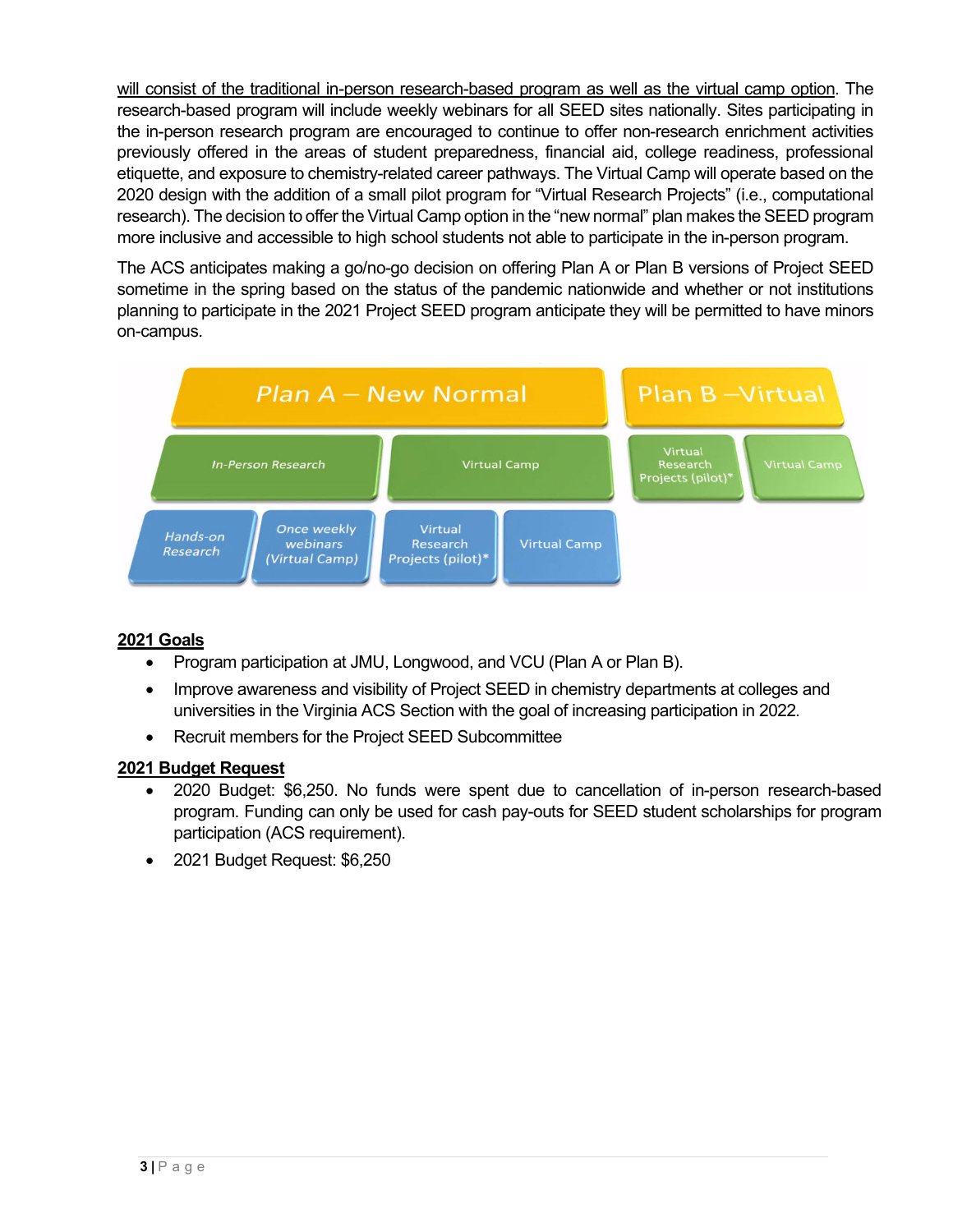will consist of the traditional in-person research-based program as well as the virtual camp option. The research-based program will include weekly webinars for all SEED sites nationally. Sites participating in the in-person research program are encouraged to continue to offer non-research enrichment activities previously offered in the areas of student preparedness, financial aid, college readiness, professional etiquette, and exposure to chemistry-related career pathways. The Virtual Camp will operate based on the 2020 design with the addition of a small pilot program for "Virtual Research Projects" (i.e., computational research). The decision to offer the Virtual Camp option in the "new normal" plan makes the SEED program more inclusive and accessible to high school students not able to participate in the in-person program.

The ACS anticipates making a go/no-go decision on offering Plan A or Plan B versions of Project SEED sometime in the spring based on the status of the pandemic nationwide and whether or not institutions planning to participate in the 2021 Project SEED program anticipate they will be permitted to have minors on-campus.

Plan A – New Normal

In-Person Research

Virtual Camp

Hands-on Research

Once weekly webinars (Virtual Camp)

Virtual Research Projects (pilot)*

Virtual Camp

Plan B –Virtual

Virtual Research Projects (pilot)*

Virtual Camp

**2021 Goals**

- Program participation at JMU, Longwood, and VCU (Plan A or Plan B).
- Improve awareness and visibility of Project SEED in chemistry departments at colleges and universities in the Virginia ACS Section with the goal of increasing participation in 2022.
- Recruit members for the Project SEED Subcommittee

**2021 Budget Request**

- 2020 Budget: $6,250. No funds were spent due to cancellation of in-person research-based program. Funding can only be used for cash pay-outs for SEED student scholarships for program participation (ACS requirement).
- 2021 Budget Request: $6,250